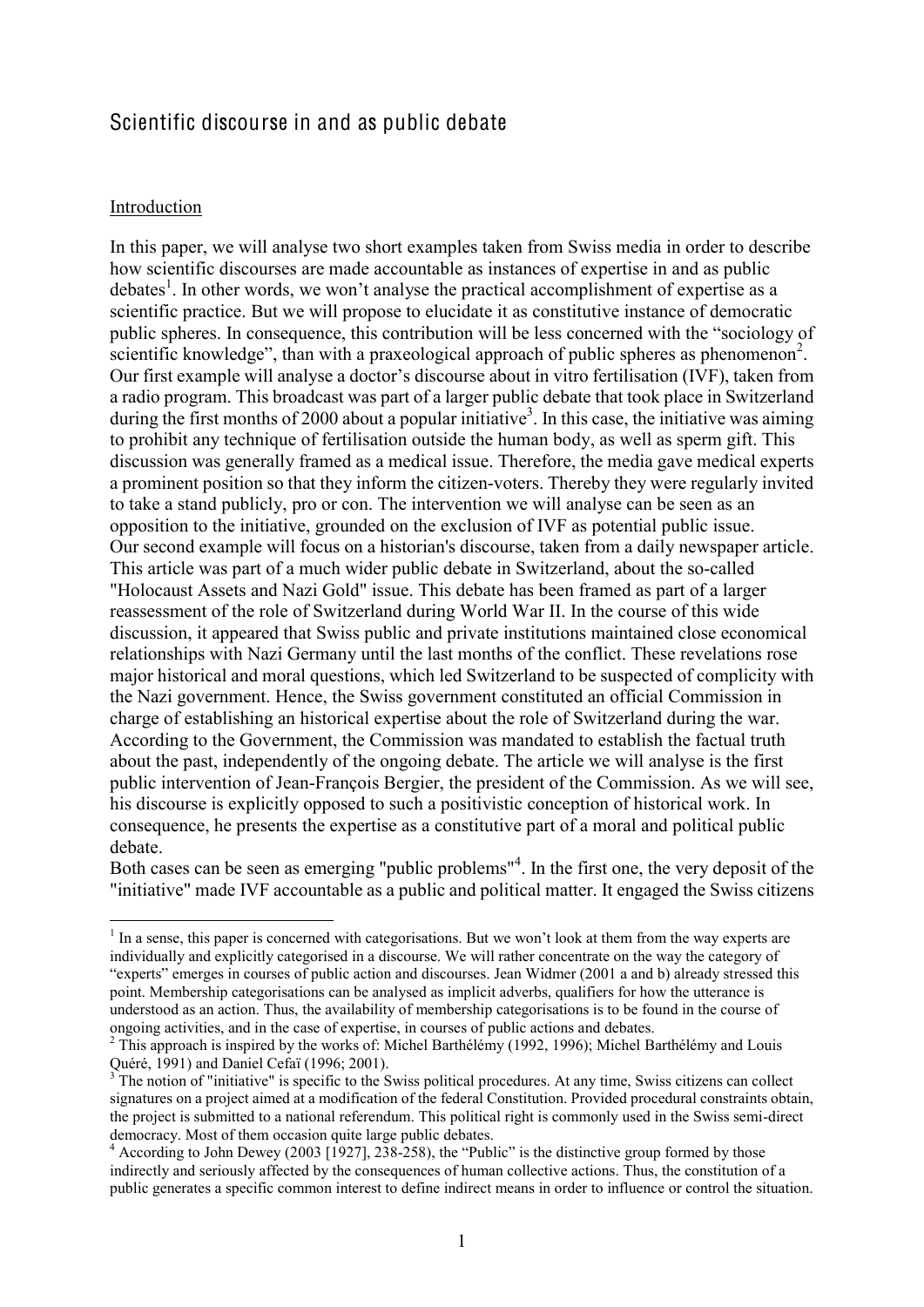# Scientific discourse in and as public debate

## Introduction

In this paper, we will analyse two short examples taken from Swiss media in order to describe how scientific discourses are made accountable as instances of expertise in and as public debates[1]. In other words, we won't analyse the practical accomplishment of expertise as a scientific practice. But we will propose to elucidate it as constitutive instance of democratic public spheres. In consequence, this contribution will be less concerned with the "sociology of scientific knowledge", than with a praxeological approach of public spheres as phenomenon[2]. Our first example will analyse a doctor's discourse about in vitro fertilisation (IVF), taken from a radio program. This broadcast was part of a larger public debate that took place in Switzerland during the first months of 2000 about a popular initiative[3]. In this case, the initiative was aiming to prohibit any technique of fertilisation outside the human body, as well as sperm gift. This discussion was generally framed as a medical issue. Therefore, the media gave medical experts a prominent position so that they inform the citizen-voters. Thereby they were regularly invited to take a stand publicly, pro or con. The intervention we will analyse can be seen as an opposition to the initiative, grounded on the exclusion of IVF as potential public issue.

Our second example will focus on a historian's discourse, taken from a daily newspaper article. This article was part of a much wider public debate in Switzerland, about the so-called "Holocaust Assets and Nazi Gold" issue. This debate has been framed as part of a larger reassessment of the role of Switzerland during World War II. In the course of this wide discussion, it appeared that Swiss public and private institutions maintained close economical relationships with Nazi Germany until the last months of the conflict. These revelations rose major historical and moral questions, which led Switzerland to be suspected of complicity with the Nazi government. Hence, the Swiss government constituted an official Commission in charge of establishing an historical expertise about the role of Switzerland during the war. According to the Government, the Commission was mandated to establish the factual truth about the past, independently of the ongoing debate. The article we will analyse is the first public intervention of Jean-François Bergier, the president of the Commission. As we will see, his discourse is explicitly opposed to such a positivistic conception of historical work. In consequence, he presents the expertise as a constitutive part of a moral and political public debate.

Both cases can be seen as emerging "public problems"[4]. In the first one, the very deposit of the "initiative" made IVF accountable as a public and political matter. It engaged the Swiss citizens

---

[1] In a sense, this paper is concerned with categorisations. But we won't look at them from the way experts are individually and explicitly categorised in a discourse. We will rather concentrate on the way the category of "experts" emerges in courses of public action and discourses. Jean Widmer (2001 a and b) already stressed this point. Membership categorisations can be analysed as implicit adverbs, qualifiers for how the utterance is understood as an action. Thus, the availability of membership categorisations is to be found in the course of ongoing activities, and in the case of expertise, in courses of public actions and debates.

[2] This approach is inspired by the works of: Michel Barthélémy (1992, 1996); Michel Barthélémy and Louis Quéré, 1991) and Daniel Cefaï (1996; 2001).

[3] The notion of "initiative" is specific to the Swiss political procedures. At any time, Swiss citizens can collect signatures on a project aimed at a modification of the federal Constitution. Provided procedural constraints obtain, the project is submitted to a national referendum. This political right is commonly used in the Swiss semi-direct democracy. Most of them occasion quite large public debates.

[4] According to John Dewey (2003 [1927], 238-258), the "Public" is the distinctive group formed by those indirectly and seriously affected by the consequences of human collective actions. Thus, the constitution of a public generates a specific common interest to define indirect means in order to influence or control the situation.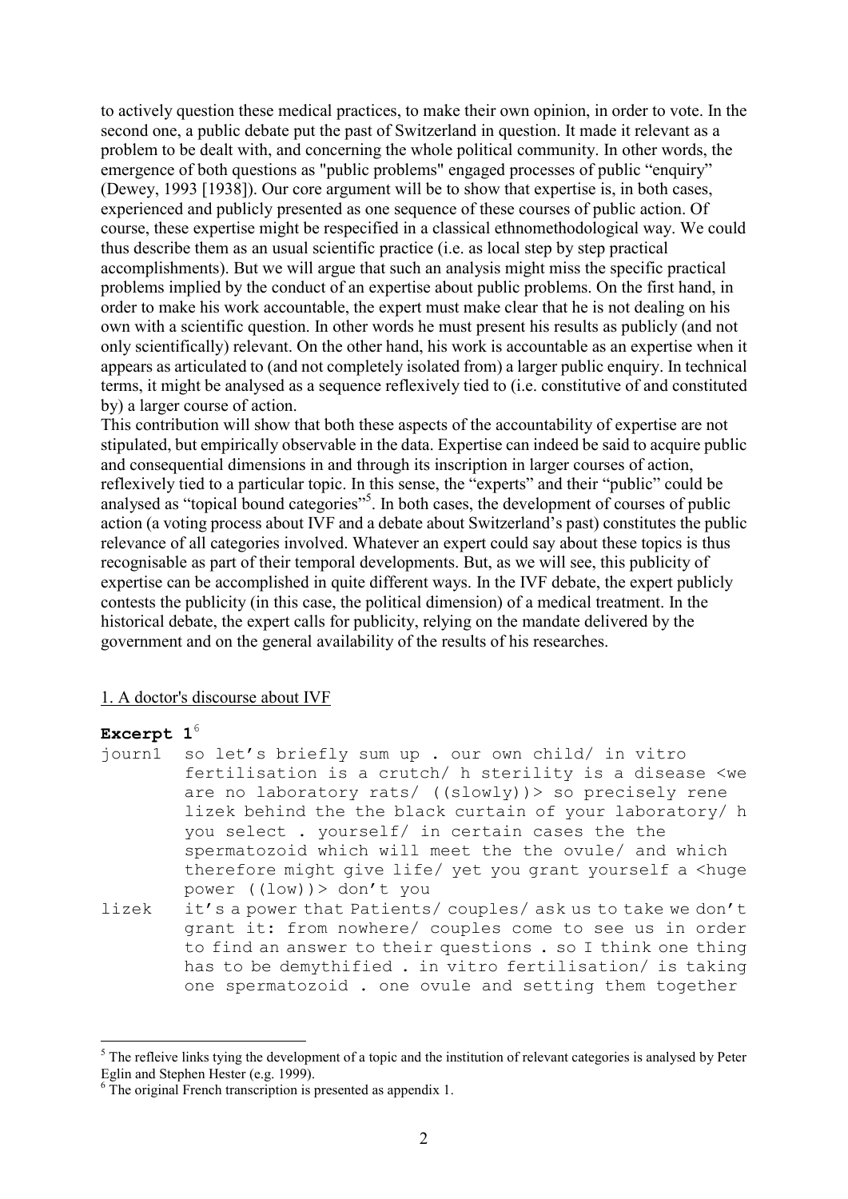to actively question these medical practices, to make their own opinion, in order to vote. In the second one, a public debate put the past of Switzerland in question. It made it relevant as a problem to be dealt with, and concerning the whole political community. In other words, the emergence of both questions as "public problems" engaged processes of public "enquiry" (Dewey, 1993 [1938]). Our core argument will be to show that expertise is, in both cases, experienced and publicly presented as one sequence of these courses of public action. Of course, these expertise might be respecified in a classical ethnomethodological way. We could thus describe them as an usual scientific practice (i.e. as local step by step practical accomplishments). But we will argue that such an analysis might miss the specific practical problems implied by the conduct of an expertise about public problems. On the first hand, in order to make his work accountable, the expert must make clear that he is not dealing on his own with a scientific question. In other words he must present his results as publicly (and not only scientifically) relevant. On the other hand, his work is accountable as an expertise when it appears as articulated to (and not completely isolated from) a larger public enquiry. In technical terms, it might be analysed as a sequence reflexively tied to (i.e. constitutive of and constituted by) a larger course of action.

This contribution will show that both these aspects of the accountability of expertise are not stipulated, but empirically observable in the data. Expertise can indeed be said to acquire public and consequential dimensions in and through its inscription in larger courses of action, reflexively tied to a particular topic. In this sense, the "experts" and their "public" could be analysed as "topical bound categories"[5]. In both cases, the development of courses of public action (a voting process about IVF and a debate about Switzerland's past) constitutes the public relevance of all categories involved. Whatever an expert could say about these topics is thus recognisable as part of their temporal developments. But, as we will see, this publicity of expertise can be accomplished in quite different ways. In the IVF debate, the expert publicly contests the publicity (in this case, the political dimension) of a medical treatment. In the historical debate, the expert calls for publicity, relying on the mandate delivered by the government and on the general availability of the results of his researches.

## 1. A doctor's discourse about IVF

**Excerpt 1**[6]

```
journ1  so let's briefly sum up . our own child/ in vitro
        fertilisation is a crutch/ h sterility is a disease <we
        are no laboratory rats/ ((slowly))> so precisely rene
        lizek behind the the black curtain of your laboratory/ h
        you select . yourself/ in certain cases the the
        spermatozoid which will meet the the ovule/ and which
        therefore might give life/ yet you grant yourself a <huge
        power ((low))> don't you
lizek   it's a power that Patients/ couples/ ask us to take we don't
        grant it: from nowhere/ couples come to see us in order
        to find an answer to their questions . so I think one thing
        has to be demythified . in vitro fertilisation/ is taking
        one spermatozoid . one ovule and setting them together
```

[5] The refleive links tying the development of a topic and the institution of relevant categories is analysed by Peter Eglin and Stephen Hester (e.g. 1999).

[6] The original French transcription is presented as appendix 1.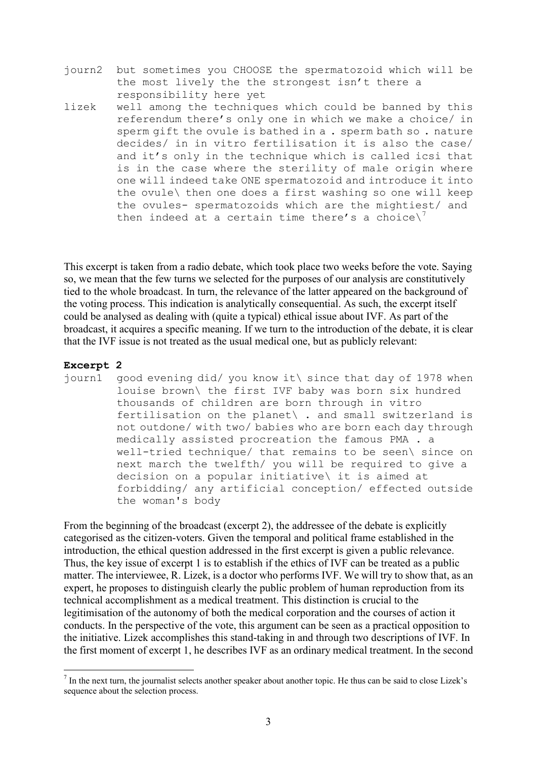```
journ2  but sometimes you CHOOSE the spermatozoid which will be
        the most lively the the strongest isn't there a
        responsibility here yet
lizek   well among the techniques which could be banned by this
        referendum there's only one in which we make a choice/ in
        sperm gift the ovule is bathed in a . sperm bath so . nature
        decides/ in in vitro fertilisation it is also the case/
        and it's only in the technique which is called icsi that
        is in the case where the sterility of male origin where
        one will indeed take ONE spermatozoid and introduce it into
        the ovule\ then one does a first washing so one will keep
        the ovules- spermatozoids which are the mightiest/ and
        then indeed at a certain time there's a choice\[7]
```

This excerpt is taken from a radio debate, which took place two weeks before the vote. Saying so, we mean that the few turns we selected for the purposes of our analysis are constitutively tied to the whole broadcast. In turn, the relevance of the latter appeared on the background of the voting process. This indication is analytically consequential. As such, the excerpt itself could be analysed as dealing with (quite a typical) ethical issue about IVF. As part of the broadcast, it acquires a specific meaning. If we turn to the introduction of the debate, it is clear that the IVF issue is not treated as the usual medical one, but as publicly relevant:

**Excerpt 2**

```
journ1  good evening did/ you know it\ since that day of 1978 when
        louise brown\ the first IVF baby was born six hundred
        thousands of children are born through in vitro
        fertilisation on the planet\ . and small switzerland is
        not outdone/ with two/ babies who are born each day through
        medically assisted procreation the famous PMA . a
        well-tried technique/ that remains to be seen\ since on
        next march the twelfth/ you will be required to give a
        decision on a popular initiative\ it is aimed at
        forbidding/ any artificial conception/ effected outside
        the woman's body
```

From the beginning of the broadcast (excerpt 2), the addressee of the debate is explicitly categorised as the citizen-voters. Given the temporal and political frame established in the introduction, the ethical question addressed in the first excerpt is given a public relevance. Thus, the key issue of excerpt 1 is to establish if the ethics of IVF can be treated as a public matter. The interviewee, R. Lizek, is a doctor who performs IVF. We will try to show that, as an expert, he proposes to distinguish clearly the public problem of human reproduction from its technical accomplishment as a medical treatment. This distinction is crucial to the legitimisation of the autonomy of both the medical corporation and the courses of action it conducts. In the perspective of the vote, this argument can be seen as a practical opposition to the initiative. Lizek accomplishes this stand-taking in and through two descriptions of IVF. In the first moment of excerpt 1, he describes IVF as an ordinary medical treatment. In the second

[7] In the next turn, the journalist selects another speaker about another topic. He thus can be said to close Lizek's sequence about the selection process.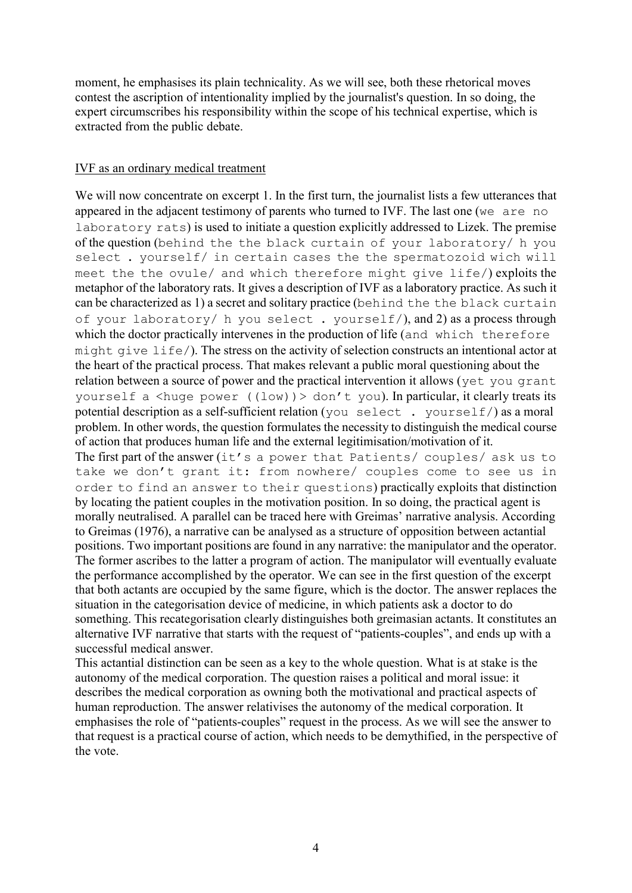moment, he emphasises its plain technicality. As we will see, both these rhetorical moves contest the ascription of intentionality implied by the journalist's question. In so doing, the expert circumscribes his responsibility within the scope of his technical expertise, which is extracted from the public debate.

## IVF as an ordinary medical treatment

We will now concentrate on excerpt 1. In the first turn, the journalist lists a few utterances that appeared in the adjacent testimony of parents who turned to IVF. The last one (`we are no laboratory rats`) is used to initiate a question explicitly addressed to Lizek. The premise of the question (`behind the the black curtain of your laboratory/ h you select . yourself/ in certain cases the the spermatozoid wich will meet the the ovule/ and which therefore might give life/`) exploits the metaphor of the laboratory rats. It gives a description of IVF as a laboratory practice. As such it can be characterized as 1) a secret and solitary practice (`behind the the black curtain of your laboratory/ h you select . yourself/`), and 2) as a process through which the doctor practically intervenes in the production of life (`and which therefore might give life/`). The stress on the activity of selection constructs an intentional actor at the heart of the practical process. That makes relevant a public moral questioning about the relation between a source of power and the practical intervention it allows (`yet you grant yourself a <huge power ((low))> don't you`). In particular, it clearly treats its potential description as a self-sufficient relation (`you select . yourself/`) as a moral problem. In other words, the question formulates the necessity to distinguish the medical course of action that produces human life and the external legitimisation/motivation of it.

The first part of the answer (`it's a power that Patients/ couples/ ask us to take we don't grant it: from nowhere/ couples come to see us in order to find an answer to their questions`) practically exploits that distinction by locating the patient couples in the motivation position. In so doing, the practical agent is morally neutralised. A parallel can be traced here with Greimas' narrative analysis. According to Greimas (1976), a narrative can be analysed as a structure of opposition between actantial positions. Two important positions are found in any narrative: the manipulator and the operator. The former ascribes to the latter a program of action. The manipulator will eventually evaluate the performance accomplished by the operator. We can see in the first question of the excerpt that both actants are occupied by the same figure, which is the doctor. The answer replaces the situation in the categorisation device of medicine, in which patients ask a doctor to do something. This recategorisation clearly distinguishes both greimasian actants. It constitutes an alternative IVF narrative that starts with the request of "patients-couples", and ends up with a successful medical answer.

This actantial distinction can be seen as a key to the whole question. What is at stake is the autonomy of the medical corporation. The question raises a political and moral issue: it describes the medical corporation as owning both the motivational and practical aspects of human reproduction. The answer relativises the autonomy of the medical corporation. It emphasises the role of "patients-couples" request in the process. As we will see the answer to that request is a practical course of action, which needs to be demythified, in the perspective of the vote.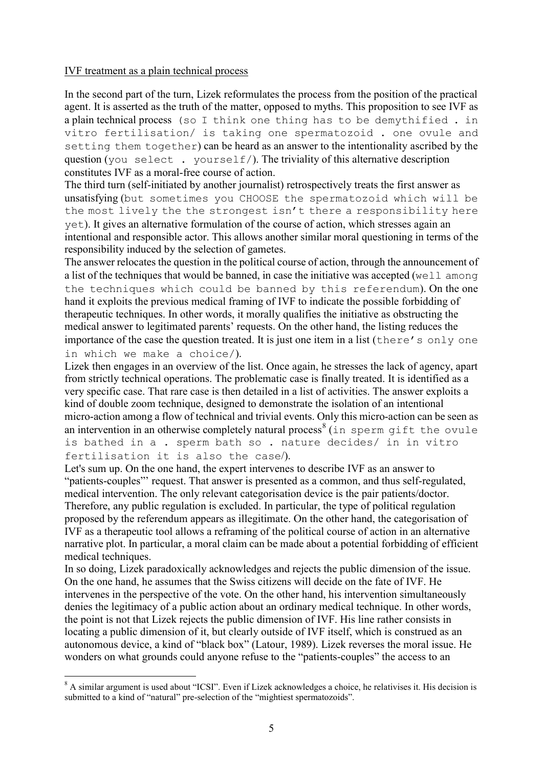IVF treatment as a plain technical process

In the second part of the turn, Lizek reformulates the process from the position of the practical agent. It is asserted as the truth of the matter, opposed to myths. This proposition to see IVF as a plain technical process (`so I think one thing has to be demythified . in vitro fertilisation/ is taking one spermatozoid . one ovule and setting them together`) can be heard as an answer to the intentionality ascribed by the question (`you select . yourself/`). The triviality of this alternative description constitutes IVF as a moral-free course of action.

The third turn (self-initiated by another journalist) retrospectively treats the first answer as unsatisfying (`but sometimes you CHOOSE the spermatozoid which will be the most lively the the strongest isn't there a responsibility here yet`). It gives an alternative formulation of the course of action, which stresses again an intentional and responsible actor. This allows another similar moral questioning in terms of the responsibility induced by the selection of gametes.

The answer relocates the question in the political course of action, through the announcement of a list of the techniques that would be banned, in case the initiative was accepted (`well among the techniques which could be banned by this referendum`). On the one hand it exploits the previous medical framing of IVF to indicate the possible forbidding of therapeutic techniques. In other words, it morally qualifies the initiative as obstructing the medical answer to legitimated parents' requests. On the other hand, the listing reduces the importance of the case the question treated. It is just one item in a list (`there's only one in which we make a choice/`).

Lizek then engages in an overview of the list. Once again, he stresses the lack of agency, apart from strictly technical operations. The problematic case is finally treated. It is identified as a very specific case. That rare case is then detailed in a list of activities. The answer exploits a kind of double zoom technique, designed to demonstrate the isolation of an intentional micro-action among a flow of technical and trivial events. Only this micro-action can be seen as an intervention in an otherwise completely natural process[8] (`in sperm gift the ovule is bathed in a . sperm bath so . nature decides/ in in vitro fertilisation it is also the case/`).

Let's sum up. On the one hand, the expert intervenes to describe IVF as an answer to "patients-couples"' request. That answer is presented as a common, and thus self-regulated, medical intervention. The only relevant categorisation device is the pair patients/doctor. Therefore, any public regulation is excluded. In particular, the type of political regulation proposed by the referendum appears as illegitimate. On the other hand, the categorisation of IVF as a therapeutic tool allows a reframing of the political course of action in an alternative narrative plot. In particular, a moral claim can be made about a potential forbidding of efficient medical techniques.

In so doing, Lizek paradoxically acknowledges and rejects the public dimension of the issue. On the one hand, he assumes that the Swiss citizens will decide on the fate of IVF. He intervenes in the perspective of the vote. On the other hand, his intervention simultaneously denies the legitimacy of a public action about an ordinary medical technique. In other words, the point is not that Lizek rejects the public dimension of IVF. His line rather consists in locating a public dimension of it, but clearly outside of IVF itself, which is construed as an autonomous device, a kind of "black box" (Latour, 1989). Lizek reverses the moral issue. He wonders on what grounds could anyone refuse to the "patients-couples" the access to an

---

[8] A similar argument is used about "ICSI". Even if Lizek acknowledges a choice, he relativises it. His decision is submitted to a kind of "natural" pre-selection of the "mightiest spermatozoids".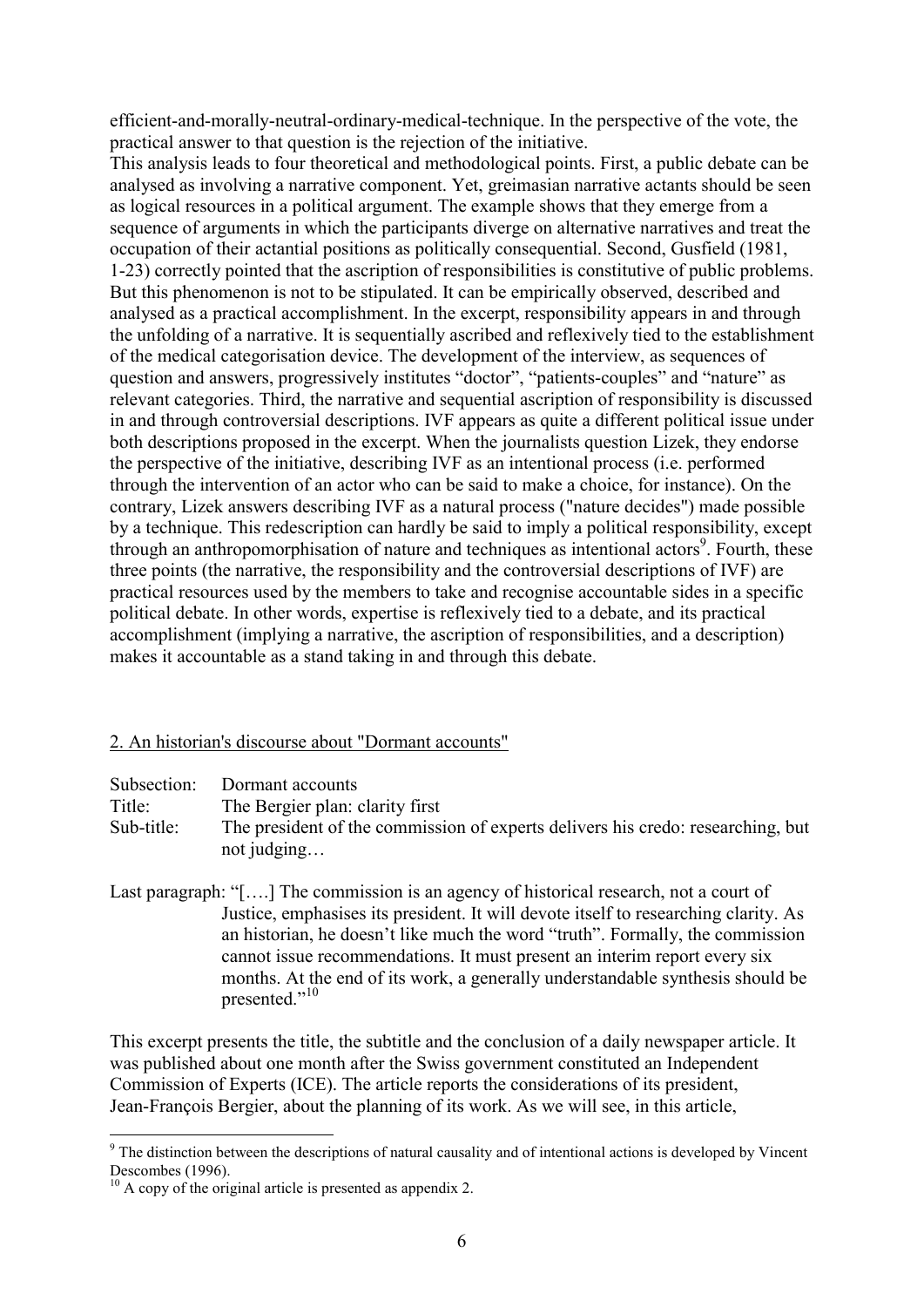efficient-and-morally-neutral-ordinary-medical-technique. In the perspective of the vote, the practical answer to that question is the rejection of the initiative.

This analysis leads to four theoretical and methodological points. First, a public debate can be analysed as involving a narrative component. Yet, greimasian narrative actants should be seen as logical resources in a political argument. The example shows that they emerge from a sequence of arguments in which the participants diverge on alternative narratives and treat the occupation of their actantial positions as politically consequential. Second, Gusfield (1981, 1-23) correctly pointed that the ascription of responsibilities is constitutive of public problems. But this phenomenon is not to be stipulated. It can be empirically observed, described and analysed as a practical accomplishment. In the excerpt, responsibility appears in and through the unfolding of a narrative. It is sequentially ascribed and reflexively tied to the establishment of the medical categorisation device. The development of the interview, as sequences of question and answers, progressively institutes "doctor", "patients-couples" and "nature" as relevant categories. Third, the narrative and sequential ascription of responsibility is discussed in and through controversial descriptions. IVF appears as quite a different political issue under both descriptions proposed in the excerpt. When the journalists question Lizek, they endorse the perspective of the initiative, describing IVF as an intentional process (i.e. performed through the intervention of an actor who can be said to make a choice, for instance). On the contrary, Lizek answers describing IVF as a natural process ("nature decides") made possible by a technique. This redescription can hardly be said to imply a political responsibility, except through an anthropomorphisation of nature and techniques as intentional actors[9]. Fourth, these three points (the narrative, the responsibility and the controversial descriptions of IVF) are practical resources used by the members to take and recognise accountable sides in a specific political debate. In other words, expertise is reflexively tied to a debate, and its practical accomplishment (implying a narrative, the ascription of responsibilities, and a description) makes it accountable as a stand taking in and through this debate.

## 2. An historian's discourse about "Dormant accounts"

Subsection: Dormant accounts
Title: The Bergier plan: clarity first
Sub-title: The president of the commission of experts delivers his credo: researching, but not judging…

Last paragraph: "[….] The commission is an agency of historical research, not a court of Justice, emphasises its president. It will devote itself to researching clarity. As an historian, he doesn't like much the word "truth". Formally, the commission cannot issue recommendations. It must present an interim report every six months. At the end of its work, a generally understandable synthesis should be presented."[10]

This excerpt presents the title, the subtitle and the conclusion of a daily newspaper article. It was published about one month after the Swiss government constituted an Independent Commission of Experts (ICE). The article reports the considerations of its president, Jean-François Bergier, about the planning of its work. As we will see, in this article,

---

[9] The distinction between the descriptions of natural causality and of intentional actions is developed by Vincent Descombes (1996).

[10] A copy of the original article is presented as appendix 2.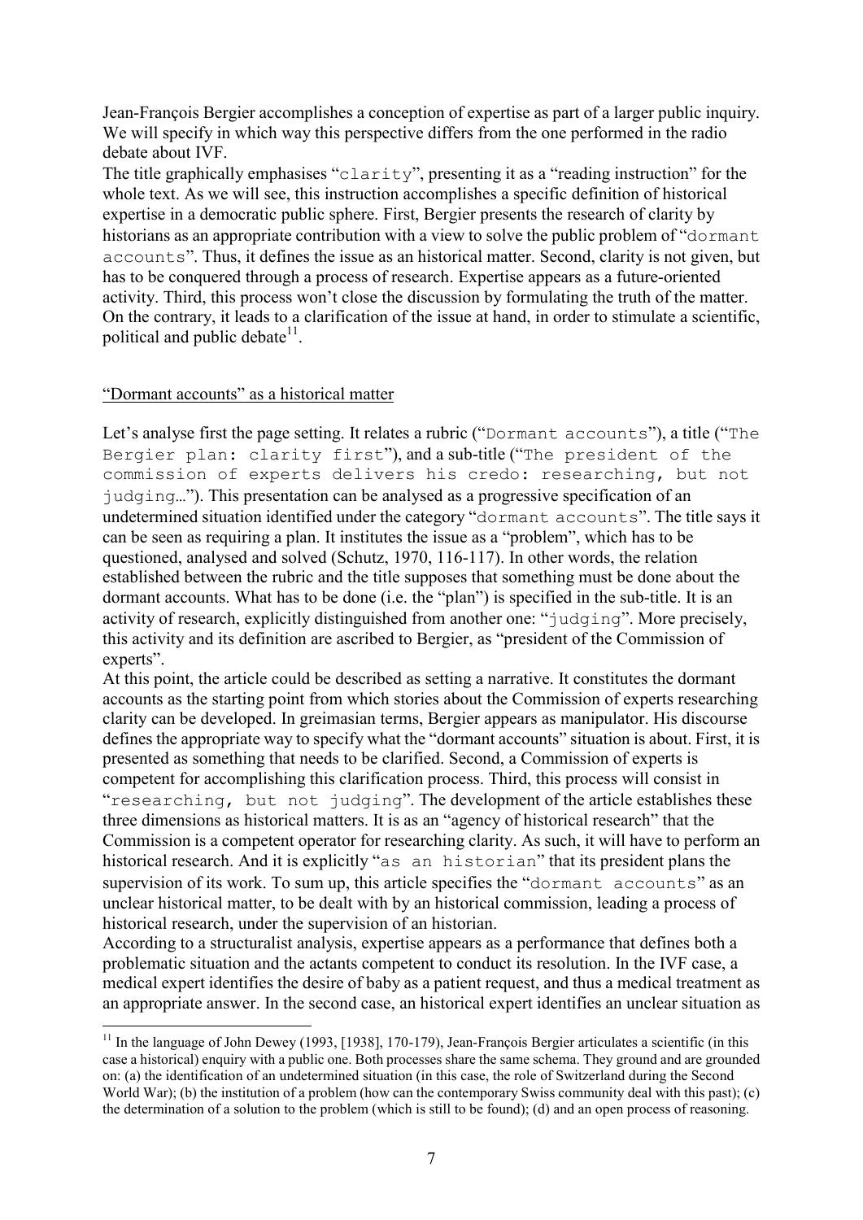Jean-François Bergier accomplishes a conception of expertise as part of a larger public inquiry. We will specify in which way this perspective differs from the one performed in the radio debate about IVF.

The title graphically emphasises "`clarity`", presenting it as a "reading instruction" for the whole text. As we will see, this instruction accomplishes a specific definition of historical expertise in a democratic public sphere. First, Bergier presents the research of clarity by historians as an appropriate contribution with a view to solve the public problem of "`dormant accounts`". Thus, it defines the issue as an historical matter. Second, clarity is not given, but has to be conquered through a process of research. Expertise appears as a future-oriented activity. Third, this process won't close the discussion by formulating the truth of the matter. On the contrary, it leads to a clarification of the issue at hand, in order to stimulate a scientific, political and public debate[11].

## "Dormant accounts" as a historical matter

Let's analyse first the page setting. It relates a rubric ("`Dormant accounts`"), a title ("`The Bergier plan: clarity first`"), and a sub-title ("`The president of the commission of experts delivers his credo: researching, but not judging…`"). This presentation can be analysed as a progressive specification of an undetermined situation identified under the category "`dormant accounts`". The title says it can be seen as requiring a plan. It institutes the issue as a "problem", which has to be questioned, analysed and solved (Schutz, 1970, 116-117). In other words, the relation established between the rubric and the title supposes that something must be done about the dormant accounts. What has to be done (i.e. the "plan") is specified in the sub-title. It is an activity of research, explicitly distinguished from another one: "`judging`". More precisely, this activity and its definition are ascribed to Bergier, as "president of the Commission of experts".

At this point, the article could be described as setting a narrative. It constitutes the dormant accounts as the starting point from which stories about the Commission of experts researching clarity can be developed. In greimasian terms, Bergier appears as manipulator. His discourse defines the appropriate way to specify what the "dormant accounts" situation is about. First, it is presented as something that needs to be clarified. Second, a Commission of experts is competent for accomplishing this clarification process. Third, this process will consist in "`researching, but not judging`". The development of the article establishes these three dimensions as historical matters. It is as an "agency of historical research" that the Commission is a competent operator for researching clarity. As such, it will have to perform an historical research. And it is explicitly "`as an historian`" that its president plans the supervision of its work. To sum up, this article specifies the "`dormant accounts`" as an unclear historical matter, to be dealt with by an historical commission, leading a process of historical research, under the supervision of an historian.

According to a structuralist analysis, expertise appears as a performance that defines both a problematic situation and the actants competent to conduct its resolution. In the IVF case, a medical expert identifies the desire of baby as a patient request, and thus a medical treatment as an appropriate answer. In the second case, an historical expert identifies an unclear situation as

---

[11] In the language of John Dewey (1993, [1938], 170-179), Jean-François Bergier articulates a scientific (in this case a historical) enquiry with a public one. Both processes share the same schema. They ground and are grounded on: (a) the identification of an undetermined situation (in this case, the role of Switzerland during the Second World War); (b) the institution of a problem (how can the contemporary Swiss community deal with this past); (c) the determination of a solution to the problem (which is still to be found); (d) and an open process of reasoning.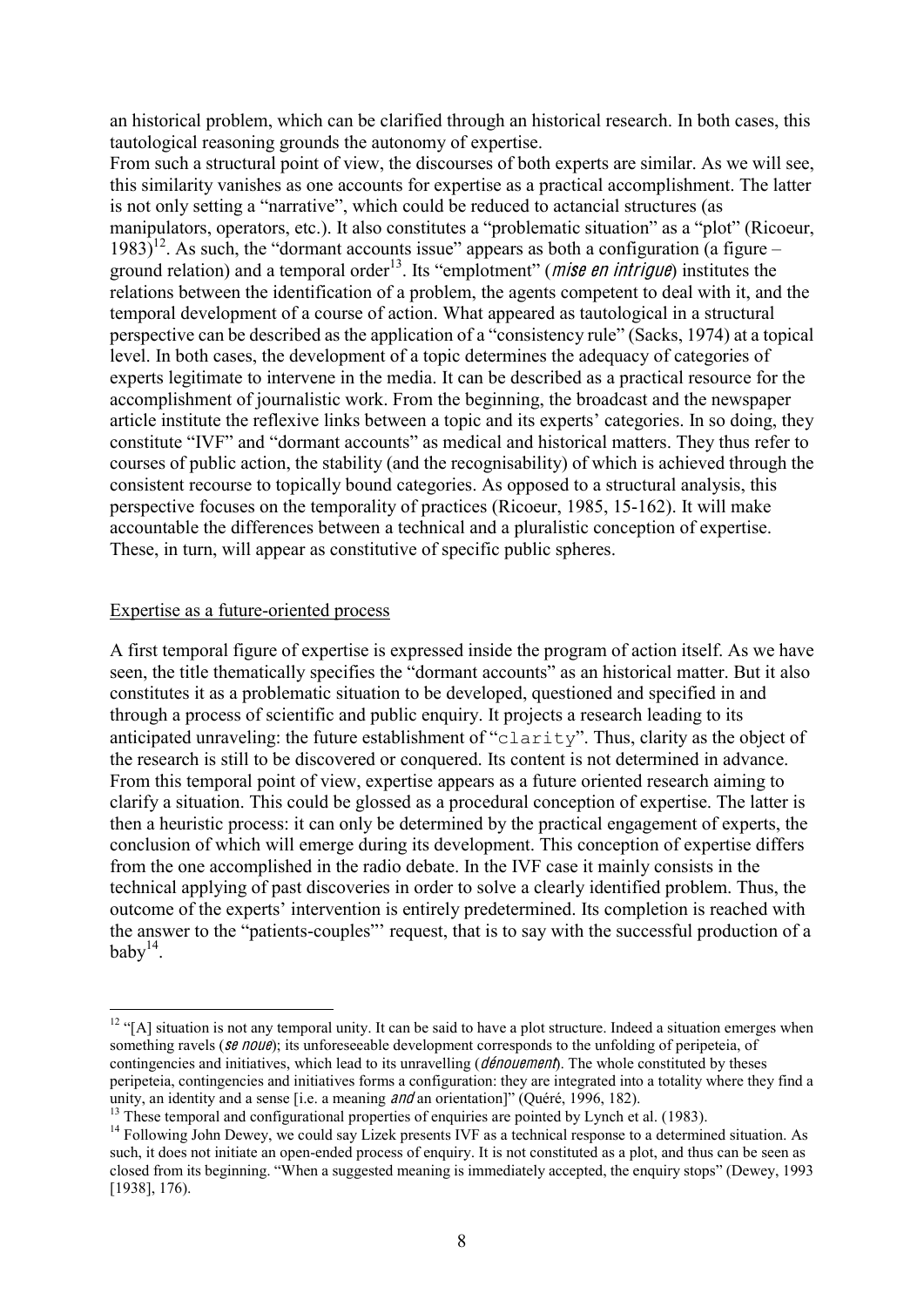an historical problem, which can be clarified through an historical research. In both cases, this tautological reasoning grounds the autonomy of expertise.

From such a structural point of view, the discourses of both experts are similar. As we will see, this similarity vanishes as one accounts for expertise as a practical accomplishment. The latter is not only setting a "narrative", which could be reduced to actancial structures (as manipulators, operators, etc.). It also constitutes a "problematic situation" as a "plot" (Ricoeur, 1983)[12]. As such, the "dormant accounts issue" appears as both a configuration (a figure – ground relation) and a temporal order[13]. Its "emplotment" (*mise en intrigue*) institutes the relations between the identification of a problem, the agents competent to deal with it, and the temporal development of a course of action. What appeared as tautological in a structural perspective can be described as the application of a "consistency rule" (Sacks, 1974) at a topical level. In both cases, the development of a topic determines the adequacy of categories of experts legitimate to intervene in the media. It can be described as a practical resource for the accomplishment of journalistic work. From the beginning, the broadcast and the newspaper article institute the reflexive links between a topic and its experts' categories. In so doing, they constitute "IVF" and "dormant accounts" as medical and historical matters. They thus refer to courses of public action, the stability (and the recognisability) of which is achieved through the consistent recourse to topically bound categories. As opposed to a structural analysis, this perspective focuses on the temporality of practices (Ricoeur, 1985, 15-162). It will make accountable the differences between a technical and a pluralistic conception of expertise. These, in turn, will appear as constitutive of specific public spheres.

## Expertise as a future-oriented process

A first temporal figure of expertise is expressed inside the program of action itself. As we have seen, the title thematically specifies the "dormant accounts" as an historical matter. But it also constitutes it as a problematic situation to be developed, questioned and specified in and through a process of scientific and public enquiry. It projects a research leading to its anticipated unraveling: the future establishment of "`clarity`". Thus, clarity as the object of the research is still to be discovered or conquered. Its content is not determined in advance. From this temporal point of view, expertise appears as a future oriented research aiming to clarify a situation. This could be glossed as a procedural conception of expertise. The latter is then a heuristic process: it can only be determined by the practical engagement of experts, the conclusion of which will emerge during its development. This conception of expertise differs from the one accomplished in the radio debate. In the IVF case it mainly consists in the technical applying of past discoveries in order to solve a clearly identified problem. Thus, the outcome of the experts' intervention is entirely predetermined. Its completion is reached with the answer to the "patients-couples"' request, that is to say with the successful production of a baby[14].

---

[12] "[A] situation is not any temporal unity. It can be said to have a plot structure. Indeed a situation emerges when something ravels (*se noue*); its unforeseeable development corresponds to the unfolding of peripeteia, of contingencies and initiatives, which lead to its unravelling (*dénouement*). The whole constituted by theses peripeteia, contingencies and initiatives forms a configuration: they are integrated into a totality where they find a unity, an identity and a sense [i.e. a meaning *and* an orientation]" (Quéré, 1996, 182).

[13] These temporal and configurational properties of enquiries are pointed by Lynch et al. (1983).

[14] Following John Dewey, we could say Lizek presents IVF as a technical response to a determined situation. As such, it does not initiate an open-ended process of enquiry. It is not constituted as a plot, and thus can be seen as closed from its beginning. "When a suggested meaning is immediately accepted, the enquiry stops" (Dewey, 1993 [1938], 176).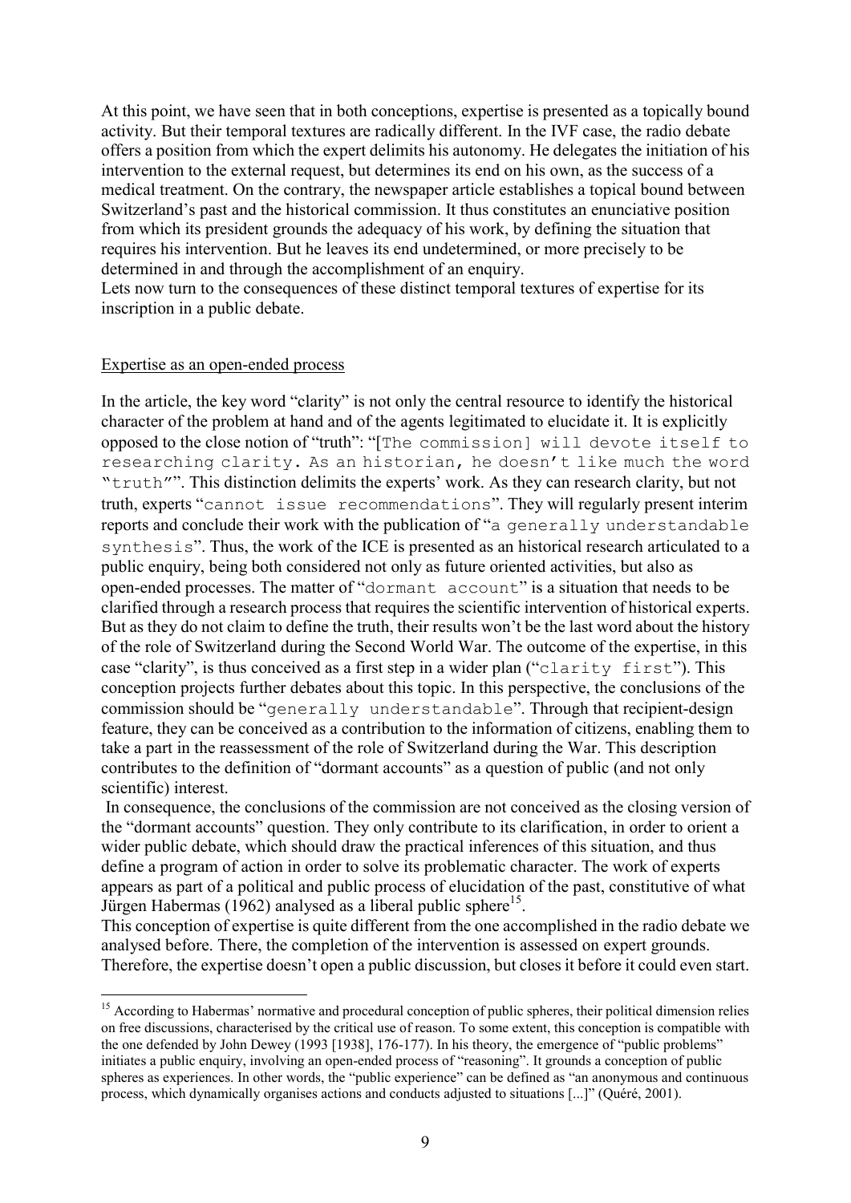At this point, we have seen that in both conceptions, expertise is presented as a topically bound activity. But their temporal textures are radically different. In the IVF case, the radio debate offers a position from which the expert delimits his autonomy. He delegates the initiation of his intervention to the external request, but determines its end on his own, as the success of a medical treatment. On the contrary, the newspaper article establishes a topical bound between Switzerland's past and the historical commission. It thus constitutes an enunciative position from which its president grounds the adequacy of his work, by defining the situation that requires his intervention. But he leaves its end undetermined, or more precisely to be determined in and through the accomplishment of an enquiry.
Lets now turn to the consequences of these distinct temporal textures of expertise for its inscription in a public debate.

## Expertise as an open-ended process

In the article, the key word "clarity" is not only the central resource to identify the historical character of the problem at hand and of the agents legitimated to elucidate it. It is explicitly opposed to the close notion of "truth": "`[The commission] will devote itself to researching clarity. As an historian, he doesn't like much the word "truth"`". This distinction delimits the experts' work. As they can research clarity, but not truth, experts "`cannot issue recommendations`". They will regularly present interim reports and conclude their work with the publication of "`a generally understandable synthesis`". Thus, the work of the ICE is presented as an historical research articulated to a public enquiry, being both considered not only as future oriented activities, but also as open-ended processes. The matter of "`dormant account`" is a situation that needs to be clarified through a research process that requires the scientific intervention of historical experts. But as they do not claim to define the truth, their results won't be the last word about the history of the role of Switzerland during the Second World War. The outcome of the expertise, in this case "clarity", is thus conceived as a first step in a wider plan ("`clarity first`"). This conception projects further debates about this topic. In this perspective, the conclusions of the commission should be "`generally understandable`". Through that recipient-design feature, they can be conceived as a contribution to the information of citizens, enabling them to take a part in the reassessment of the role of Switzerland during the War. This description contributes to the definition of "dormant accounts" as a question of public (and not only scientific) interest.

In consequence, the conclusions of the commission are not conceived as the closing version of the "dormant accounts" question. They only contribute to its clarification, in order to orient a wider public debate, which should draw the practical inferences of this situation, and thus define a program of action in order to solve its problematic character. The work of experts appears as part of a political and public process of elucidation of the past, constitutive of what Jürgen Habermas (1962) analysed as a liberal public sphere[15].
This conception of expertise is quite different from the one accomplished in the radio debate we analysed before. There, the completion of the intervention is assessed on expert grounds. Therefore, the expertise doesn't open a public discussion, but closes it before it could even start.

---

[15] According to Habermas' normative and procedural conception of public spheres, their political dimension relies on free discussions, characterised by the critical use of reason. To some extent, this conception is compatible with the one defended by John Dewey (1993 [1938], 176-177). In his theory, the emergence of "public problems" initiates a public enquiry, involving an open-ended process of "reasoning". It grounds a conception of public spheres as experiences. In other words, the "public experience" can be defined as "an anonymous and continuous process, which dynamically organises actions and conducts adjusted to situations [...]" (Quéré, 2001).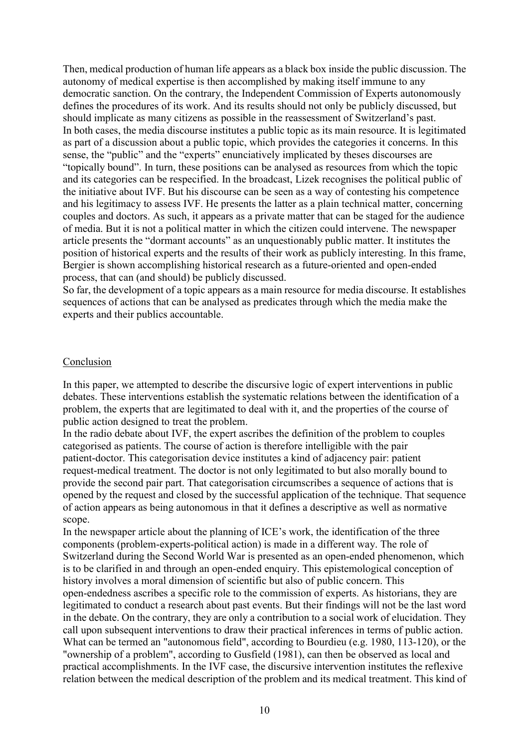Then, medical production of human life appears as a black box inside the public discussion. The autonomy of medical expertise is then accomplished by making itself immune to any democratic sanction. On the contrary, the Independent Commission of Experts autonomously defines the procedures of its work. And its results should not only be publicly discussed, but should implicate as many citizens as possible in the reassessment of Switzerland's past.
In both cases, the media discourse institutes a public topic as its main resource. It is legitimated as part of a discussion about a public topic, which provides the categories it concerns. In this sense, the "public" and the "experts" enunciatively implicated by theses discourses are "topically bound". In turn, these positions can be analysed as resources from which the topic and its categories can be respecified. In the broadcast, Lizek recognises the political public of the initiative about IVF. But his discourse can be seen as a way of contesting his competence and his legitimacy to assess IVF. He presents the latter as a plain technical matter, concerning couples and doctors. As such, it appears as a private matter that can be staged for the audience of media. But it is not a political matter in which the citizen could intervene. The newspaper article presents the "dormant accounts" as an unquestionably public matter. It institutes the position of historical experts and the results of their work as publicly interesting. In this frame, Bergier is shown accomplishing historical research as a future-oriented and open-ended process, that can (and should) be publicly discussed.
So far, the development of a topic appears as a main resource for media discourse. It establishes sequences of actions that can be analysed as predicates through which the media make the experts and their publics accountable.

## Conclusion

In this paper, we attempted to describe the discursive logic of expert interventions in public debates. These interventions establish the systematic relations between the identification of a problem, the experts that are legitimated to deal with it, and the properties of the course of public action designed to treat the problem.
In the radio debate about IVF, the expert ascribes the definition of the problem to couples categorised as patients. The course of action is therefore intelligible with the pair patient-doctor. This categorisation device institutes a kind of adjacency pair: patient request-medical treatment. The doctor is not only legitimated to but also morally bound to provide the second pair part. That categorisation circumscribes a sequence of actions that is opened by the request and closed by the successful application of the technique. That sequence of action appears as being autonomous in that it defines a descriptive as well as normative scope.
In the newspaper article about the planning of ICE's work, the identification of the three components (problem-experts-political action) is made in a different way. The role of Switzerland during the Second World War is presented as an open-ended phenomenon, which is to be clarified in and through an open-ended enquiry. This epistemological conception of history involves a moral dimension of scientific but also of public concern. This open-endedness ascribes a specific role to the commission of experts. As historians, they are legitimated to conduct a research about past events. But their findings will not be the last word in the debate. On the contrary, they are only a contribution to a social work of elucidation. They call upon subsequent interventions to draw their practical inferences in terms of public action.
What can be termed an "autonomous field", according to Bourdieu (e.g. 1980, 113-120), or the "ownership of a problem", according to Gusfield (1981), can then be observed as local and practical accomplishments. In the IVF case, the discursive intervention institutes the reflexive relation between the medical description of the problem and its medical treatment. This kind of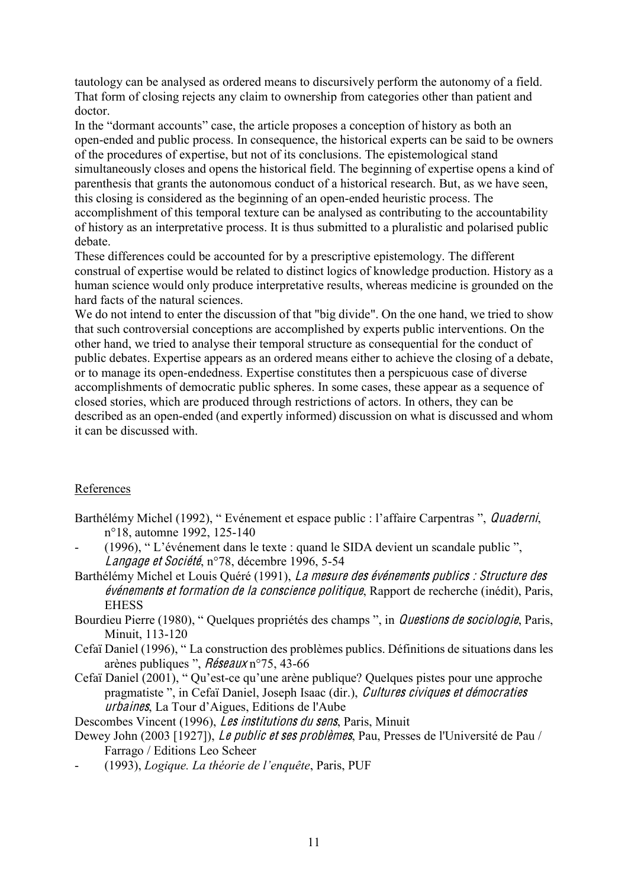tautology can be analysed as ordered means to discursively perform the autonomy of a field. That form of closing rejects any claim to ownership from categories other than patient and doctor.

In the "dormant accounts" case, the article proposes a conception of history as both an open-ended and public process. In consequence, the historical experts can be said to be owners of the procedures of expertise, but not of its conclusions. The epistemological stand simultaneously closes and opens the historical field. The beginning of expertise opens a kind of parenthesis that grants the autonomous conduct of a historical research. But, as we have seen, this closing is considered as the beginning of an open-ended heuristic process. The accomplishment of this temporal texture can be analysed as contributing to the accountability of history as an interpretative process. It is thus submitted to a pluralistic and polarised public debate.

These differences could be accounted for by a prescriptive epistemology. The different construal of expertise would be related to distinct logics of knowledge production. History as a human science would only produce interpretative results, whereas medicine is grounded on the hard facts of the natural sciences.

We do not intend to enter the discussion of that "big divide". On the one hand, we tried to show that such controversial conceptions are accomplished by experts public interventions. On the other hand, we tried to analyse their temporal structure as consequential for the conduct of public debates. Expertise appears as an ordered means either to achieve the closing of a debate, or to manage its open-endedness. Expertise constitutes then a perspicuous case of diverse accomplishments of democratic public spheres. In some cases, these appear as a sequence of closed stories, which are produced through restrictions of actors. In others, they can be described as an open-ended (and expertly informed) discussion on what is discussed and whom it can be discussed with.

## References

Barthélémy Michel (1992), " Evénement et espace public : l'affaire Carpentras ", *Quaderni*, n°18, automne 1992, 125-140

- (1996), " L'événement dans le texte : quand le SIDA devient un scandale public ", *Langage et Société*, n°78, décembre 1996, 5-54

Barthélémy Michel et Louis Quéré (1991), *La mesure des événements publics : Structure des événements et formation de la conscience politique*, Rapport de recherche (inédit), Paris, EHESS

Bourdieu Pierre (1980), " Quelques propriétés des champs ", in *Questions de sociologie*, Paris, Minuit, 113-120

Cefaï Daniel (1996), " La construction des problèmes publics. Définitions de situations dans les arènes publiques ", *Réseaux* n°75, 43-66

Cefaï Daniel (2001), " Qu'est-ce qu'une arène publique? Quelques pistes pour une approche pragmatiste ", in Cefaï Daniel, Joseph Isaac (dir.), *Cultures civiques et démocraties urbaines*, La Tour d'Aigues, Editions de l'Aube

Descombes Vincent (1996), *Les institutions du sens*, Paris, Minuit

Dewey John (2003 [1927]), *Le public et ses problèmes*, Pau, Presses de l'Université de Pau / Farrago / Editions Leo Scheer

- (1993), *Logique. La théorie de l'enquête*, Paris, PUF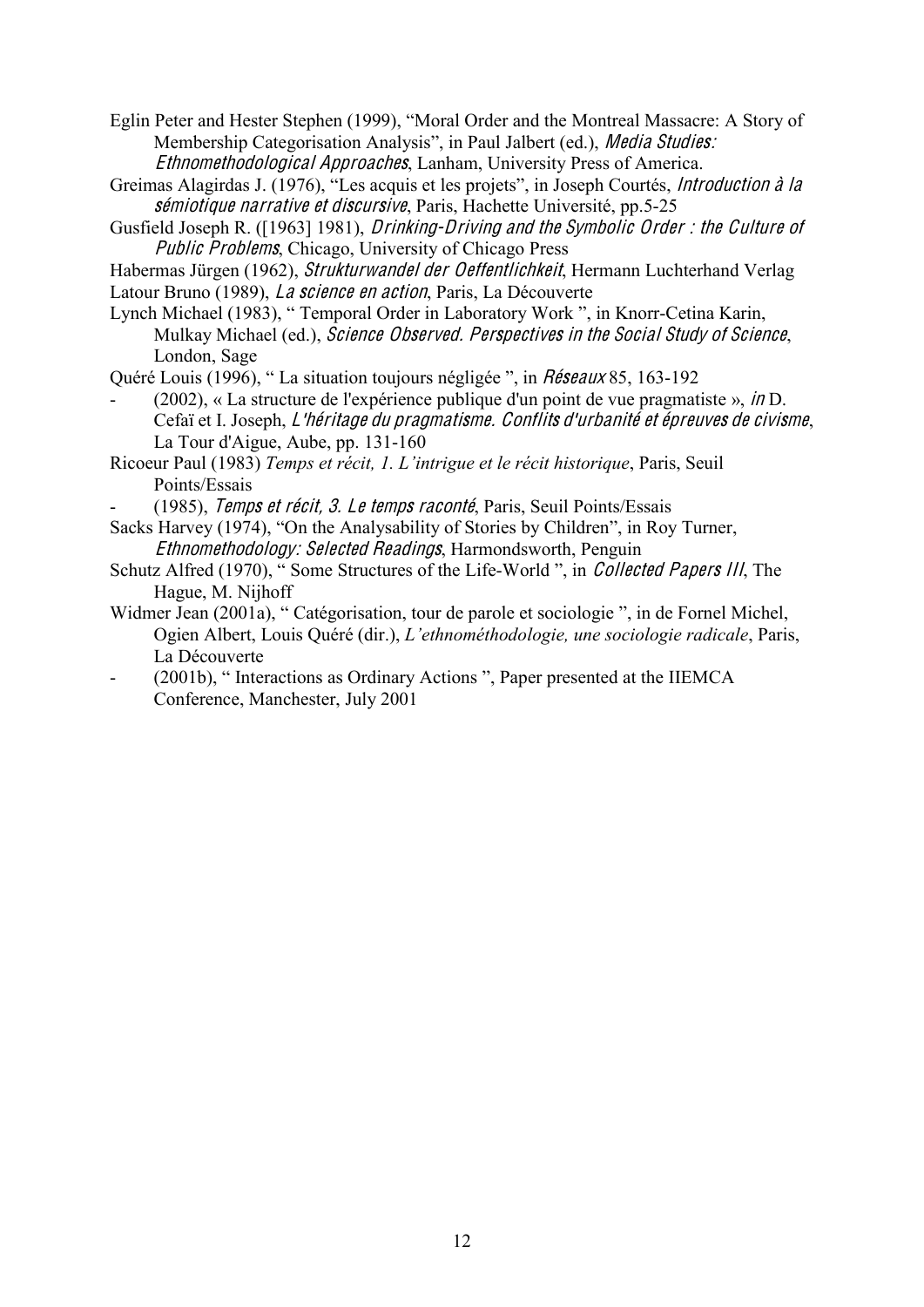Eglin Peter and Hester Stephen (1999), "Moral Order and the Montreal Massacre: A Story of Membership Categorisation Analysis", in Paul Jalbert (ed.), *Media Studies: Ethnomethodological Approaches*, Lanham, University Press of America.

Greimas Alagirdas J. (1976), "Les acquis et les projets", in Joseph Courtés, *Introduction à la sémiotique narrative et discursive*, Paris, Hachette Université, pp.5-25

Gusfield Joseph R. ([1963] 1981), *Drinking-Driving and the Symbolic Order : the Culture of Public Problems*, Chicago, University of Chicago Press

Habermas Jürgen (1962), *Strukturwandel der Oeffentlichkeit*, Hermann Luchterhand Verlag

Latour Bruno (1989), *La science en action*, Paris, La Découverte

Lynch Michael (1983), " Temporal Order in Laboratory Work ", in Knorr-Cetina Karin, Mulkay Michael (ed.), *Science Observed. Perspectives in the Social Study of Science*, London, Sage

Quéré Louis (1996), " La situation toujours négligée ", in *Réseaux* 85, 163-192

- (2002), « La structure de l'expérience publique d'un point de vue pragmatiste », *in* D. Cefaï et I. Joseph, *L'héritage du pragmatisme. Conflits d'urbanité et épreuves de civisme*, La Tour d'Aigue, Aube, pp. 131-160

Ricoeur Paul (1983) *Temps et récit, 1. L'intrigue et le récit historique*, Paris, Seuil Points/Essais

- (1985), *Temps et récit, 3. Le temps raconté*, Paris, Seuil Points/Essais

Sacks Harvey (1974), "On the Analysability of Stories by Children", in Roy Turner, *Ethnomethodology: Selected Readings*, Harmondsworth, Penguin

Schutz Alfred (1970), " Some Structures of the Life-World ", in *Collected Papers III*, The Hague, M. Nijhoff

Widmer Jean (2001a), " Catégorisation, tour de parole et sociologie ", in de Fornel Michel, Ogien Albert, Louis Quéré (dir.), *L'ethnométhodologie, une sociologie radicale*, Paris, La Découverte

- (2001b), " Interactions as Ordinary Actions ", Paper presented at the IIEMCA Conference, Manchester, July 2001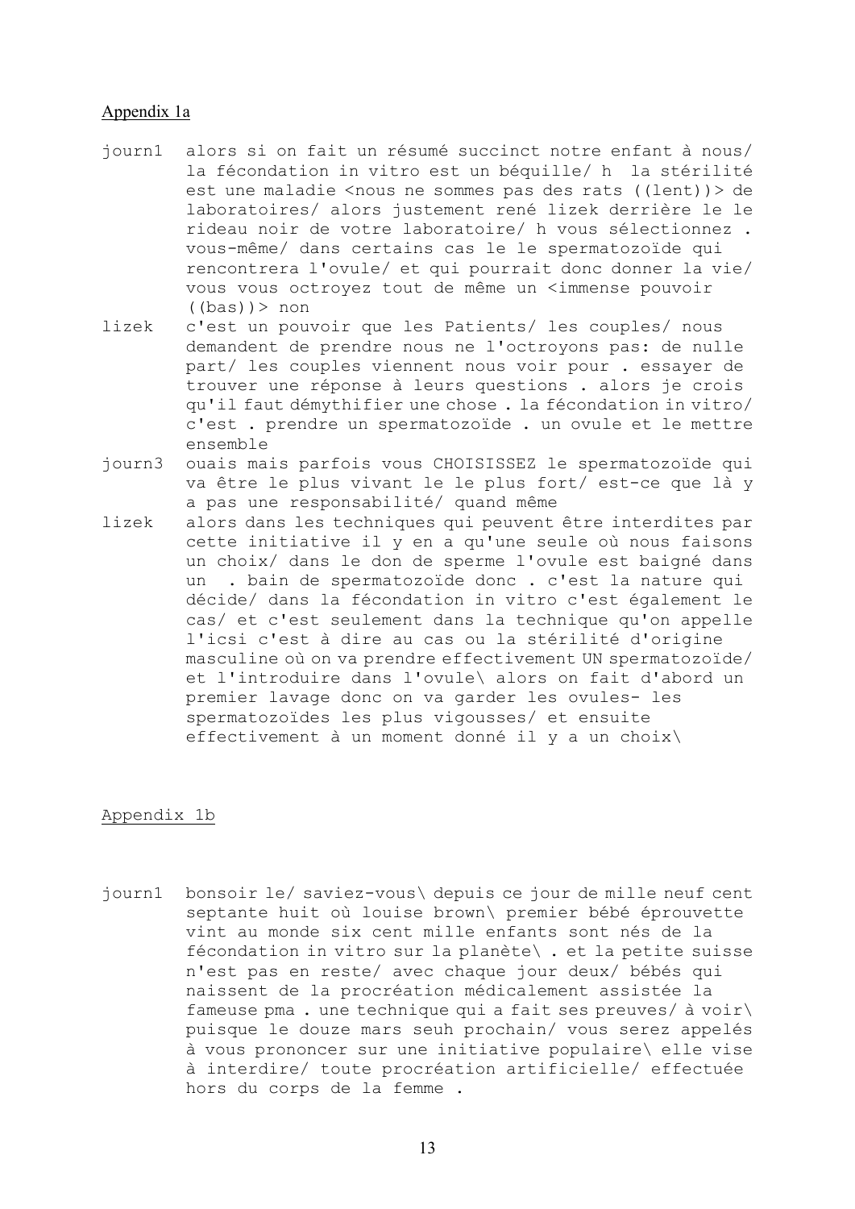Appendix 1a

```
journ1  alors si on fait un résumé succinct notre enfant à nous/
        la fécondation in vitro est un béquille/ h  la stérilité
        est une maladie <nous ne sommes pas des rats ((lent))> de
        laboratoires/ alors justement rené lizek derrière le le
        rideau noir de votre laboratoire/ h vous sélectionnez .
        vous-même/ dans certains cas le le spermatozoïde qui
        rencontrera l'ovule/ et qui pourrait donc donner la vie/
        vous vous octroyez tout de même un <immense pouvoir
        ((bas))> non
lizek   c'est un pouvoir que les Patients/ les couples/ nous
        demandent de prendre nous ne l'octroyons pas: de nulle
        part/ les couples viennent nous voir pour . essayer de
        trouver une réponse à leurs questions . alors je crois
        qu'il faut démythifier une chose . la fécondation in vitro/
        c'est . prendre un spermatozoïde . un ovule et le mettre
        ensemble
journ3  ouais mais parfois vous CHOISISSEZ le spermatozoïde qui
        va être le plus vivant le le plus fort/ est-ce que là y
        a pas une responsabilité/ quand même
lizek   alors dans les techniques qui peuvent être interdites par
        cette initiative il y en a qu'une seule où nous faisons
        un choix/ dans le don de sperme l'ovule est baigné dans
        un  . bain de spermatozoïde donc . c'est la nature qui
        décide/ dans la fécondation in vitro c'est également le
        cas/ et c'est seulement dans la technique qu'on appelle
        l'icsi c'est à dire au cas ou la stérilité d'origine
        masculine où on va prendre effectivement UN spermatozoïde/
        et l'introduire dans l'ovule\ alors on fait d'abord un
        premier lavage donc on va garder les ovules- les
        spermatozoïdes les plus vigousses/ et ensuite
        effectivement à un moment donné il y a un choix\
```

Appendix 1b

```
journ1  bonsoir le/ saviez-vous\ depuis ce jour de mille neuf cent
        septante huit où louise brown\ premier bébé éprouvette
        vint au monde six cent mille enfants sont nés de la
        fécondation in vitro sur la planète\ . et la petite suisse
        n'est pas en reste/ avec chaque jour deux/ bébés qui
        naissent de la procréation médicalement assistée la
        fameuse pma . une technique qui a fait ses preuves/ à voir\
        puisque le douze mars seuh prochain/ vous serez appelés
        à vous prononcer sur une initiative populaire\ elle vise
        à interdire/ toute procréation artificielle/ effectuée
        hors du corps de la femme .
```